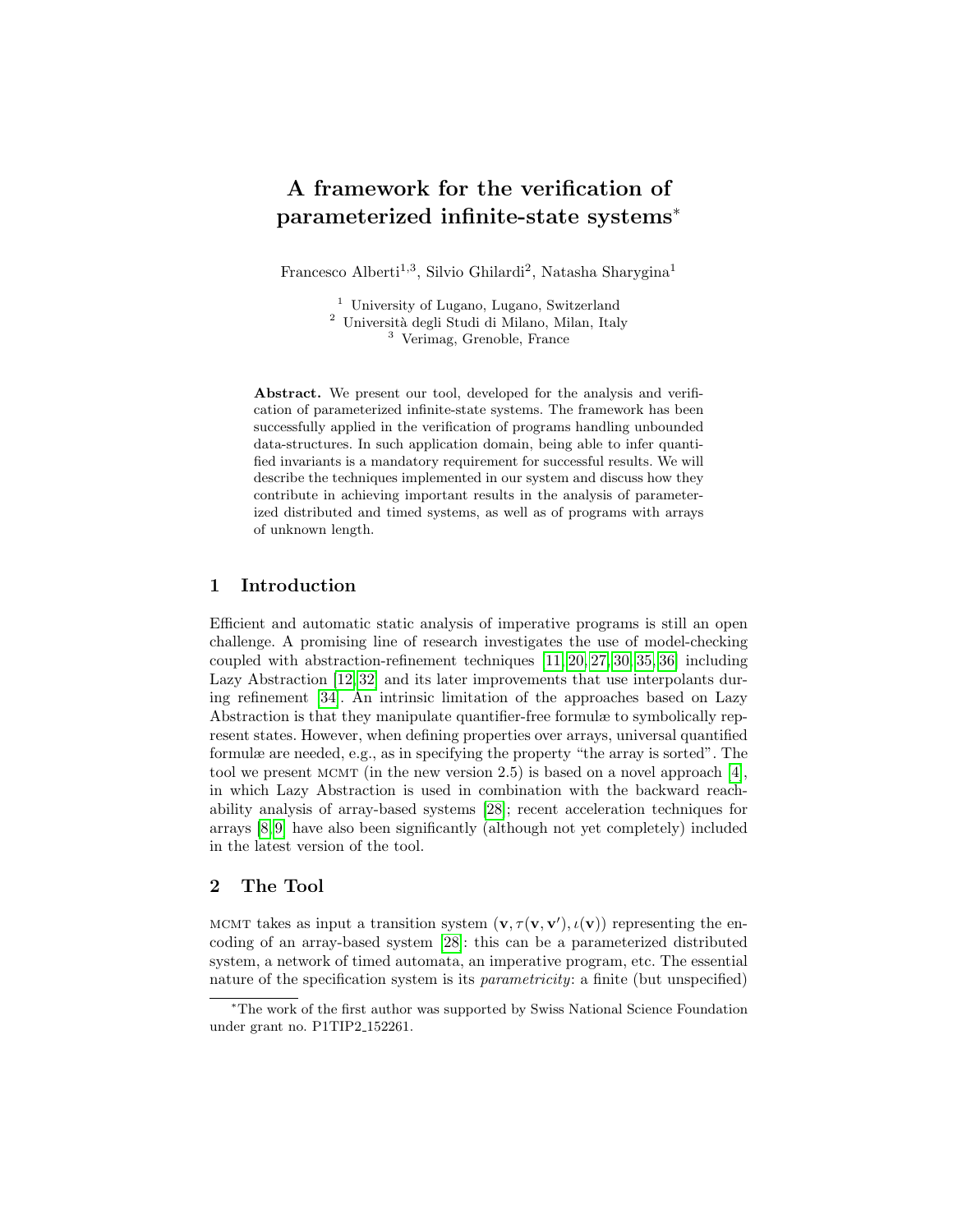# A framework for the verification of parameterized infinite-state systems*

Francesco Alberti[1,3], Silvio Ghilardi[2], Natasha Sharygina[1]

[1] University of Lugano, Lugano, Switzerland
[2] Università degli Studi di Milano, Milan, Italy
[3] Verimag, Grenoble, France

**Abstract.** We present our tool, developed for the analysis and verification of parameterized infinite-state systems. The framework has been successfully applied in the verification of programs handling unbounded data-structures. In such application domain, being able to infer quantified invariants is a mandatory requirement for successful results. We will describe the techniques implemented in our system and discuss how they contribute in achieving important results in the analysis of parameterized distributed and timed systems, as well as of programs with arrays of unknown length.

## 1 Introduction

Efficient and automatic static analysis of imperative programs is still an open challenge. A promising line of research investigates the use of model-checking coupled with abstraction-refinement techniques [11,20,27,30,35,36] including Lazy Abstraction [12,32] and its later improvements that use interpolants during refinement [34]. An intrinsic limitation of the approaches based on Lazy Abstraction is that they manipulate quantifier-free formulæ to symbolically represent states. However, when defining properties over arrays, universal quantified formulæ are needed, e.g., as in specifying the property "the array is sorted". The tool we present MCMT (in the new version 2.5) is based on a novel approach [4], in which Lazy Abstraction is used in combination with the backward reachability analysis of array-based systems [28]; recent acceleration techniques for arrays [8,9] have also been significantly (although not yet completely) included in the latest version of the tool.

## 2 The Tool

MCMT takes as input a transition system $(\mathbf{v}, \tau(\mathbf{v}, \mathbf{v}'), \iota(\mathbf{v}))$ representing the encoding of an array-based system [28]: this can be a parameterized distributed system, a network of timed automata, an imperative program, etc. The essential nature of the specification system is its *parametricity*: a finite (but unspecified)

*The work of the first author was supported by Swiss National Science Foundation under grant no. P1TIP2_152261.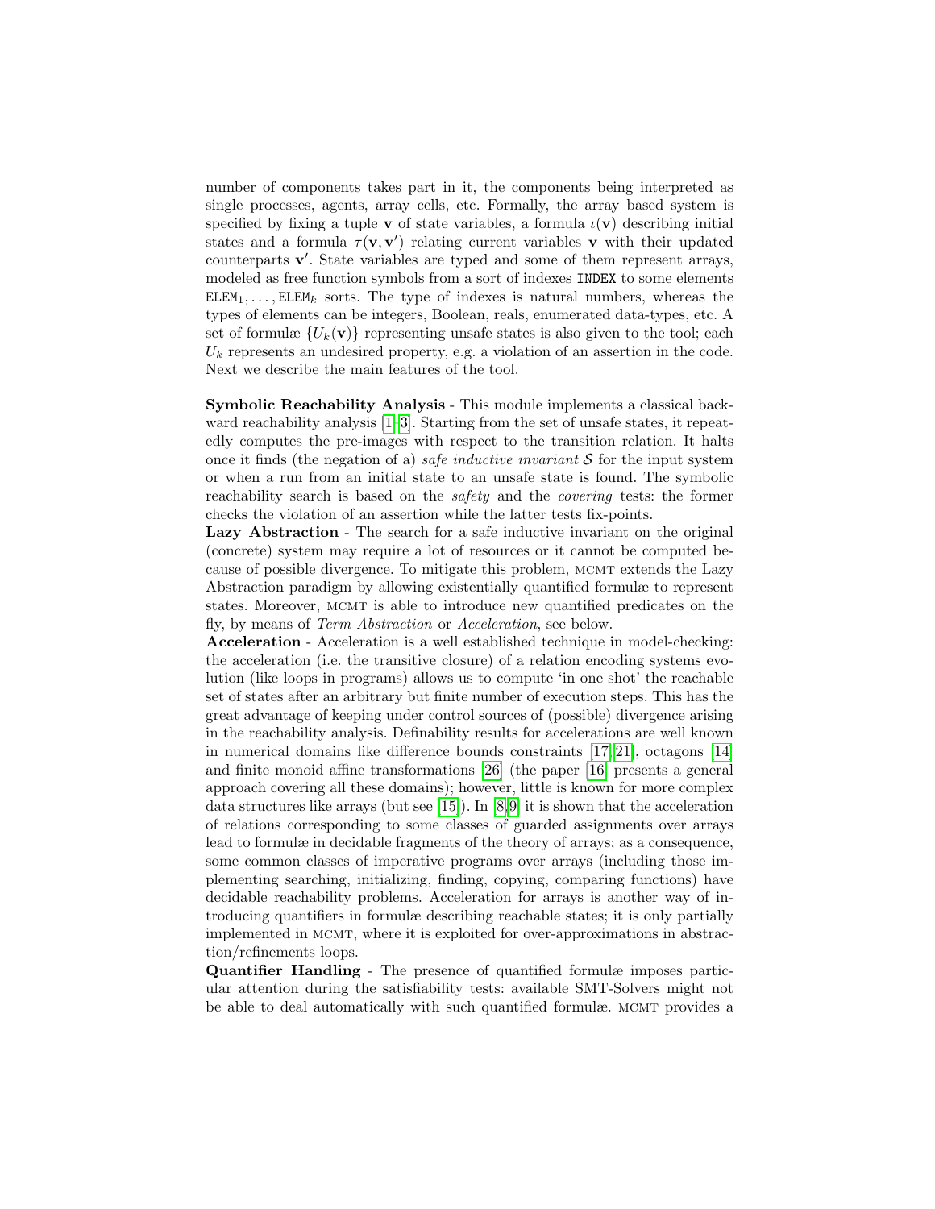number of components takes part in it, the components being interpreted as single processes, agents, array cells, etc. Formally, the array based system is specified by fixing a tuple $\mathbf{v}$ of state variables, a formula $\iota(\mathbf{v})$ describing initial states and a formula $\tau(\mathbf{v}, \mathbf{v}')$ relating current variables $\mathbf{v}$ with their updated counterparts $\mathbf{v}'$. State variables are typed and some of them represent arrays, modeled as free function symbols from a sort of indexes `INDEX` to some elements $\mathtt{ELEM}_1, \ldots, \mathtt{ELEM}_k$ sorts. The type of indexes is natural numbers, whereas the types of elements can be integers, Boolean, reals, enumerated data-types, etc. A set of formulæ $\{U_k(\mathbf{v})\}$ representing unsafe states is also given to the tool; each $U_k$ represents an undesired property, e.g. a violation of an assertion in the code. Next we describe the main features of the tool.

**Symbolic Reachability Analysis** - This module implements a classical backward reachability analysis [1–3]. Starting from the set of unsafe states, it repeatedly computes the pre-images with respect to the transition relation. It halts once it finds (the negation of a) *safe inductive invariant* $\mathcal{S}$ for the input system or when a run from an initial state to an unsafe state is found. The symbolic reachability search is based on the *safety* and the *covering* tests: the former checks the violation of an assertion while the latter tests fix-points.

**Lazy Abstraction** - The search for a safe inductive invariant on the original (concrete) system may require a lot of resources or it cannot be computed because of possible divergence. To mitigate this problem, MCMT extends the Lazy Abstraction paradigm by allowing existentially quantified formulæ to represent states. Moreover, MCMT is able to introduce new quantified predicates on the fly, by means of *Term Abstraction* or *Acceleration*, see below.

**Acceleration** - Acceleration is a well established technique in model-checking: the acceleration (i.e. the transitive closure) of a relation encoding systems evolution (like loops in programs) allows us to compute 'in one shot' the reachable set of states after an arbitrary but finite number of execution steps. This has the great advantage of keeping under control sources of (possible) divergence arising in the reachability analysis. Definability results for accelerations are well known in numerical domains like difference bounds constraints [17,21], octagons [14] and finite monoid affine transformations [26] (the paper [16] presents a general approach covering all these domains); however, little is known for more complex data structures like arrays (but see [15]). In [8,9] it is shown that the acceleration of relations corresponding to some classes of guarded assignments over arrays lead to formulæ in decidable fragments of the theory of arrays; as a consequence, some common classes of imperative programs over arrays (including those implementing searching, initializing, finding, copying, comparing functions) have decidable reachability problems. Acceleration for arrays is another way of introducing quantifiers in formulæ describing reachable states; it is only partially implemented in MCMT, where it is exploited for over-approximations in abstraction/refinements loops.

**Quantifier Handling** - The presence of quantified formulæ imposes particular attention during the satisfiability tests: available SMT-Solvers might not be able to deal automatically with such quantified formulæ. MCMT provides a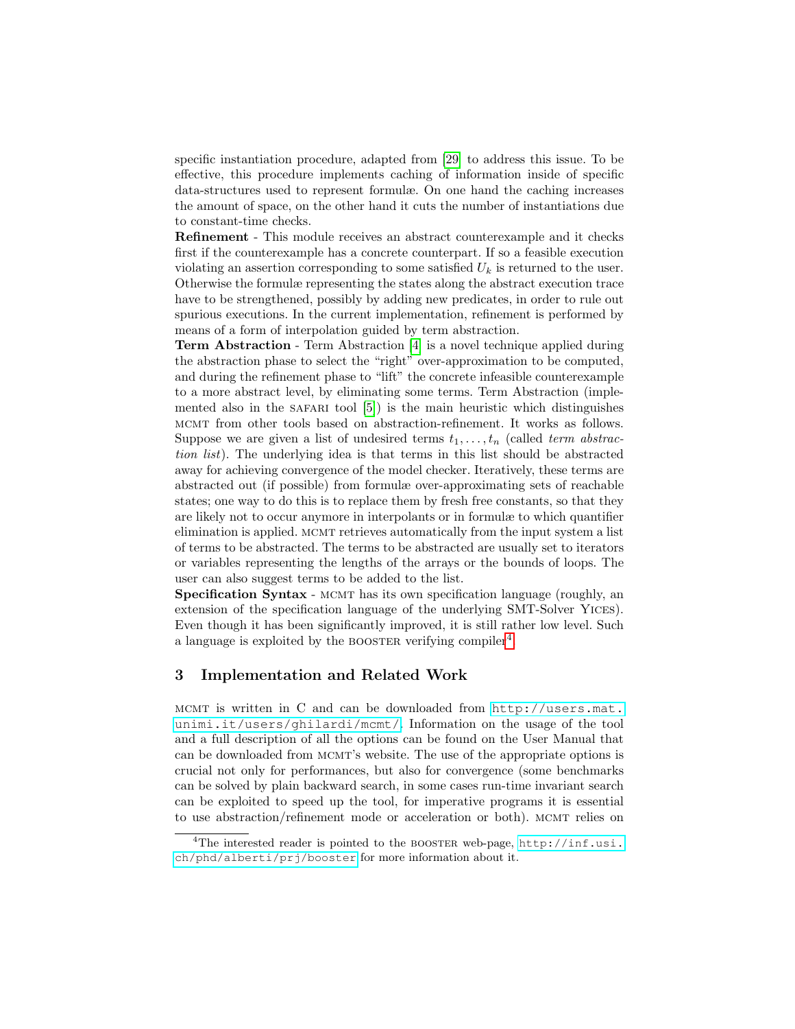specific instantiation procedure, adapted from [29] to address this issue. To be effective, this procedure implements caching of information inside of specific data-structures used to represent formulæ. On one hand the caching increases the amount of space, on the other hand it cuts the number of instantiations due to constant-time checks.

**Refinement** - This module receives an abstract counterexample and it checks first if the counterexample has a concrete counterpart. If so a feasible execution violating an assertion corresponding to some satisfied $U_k$ is returned to the user. Otherwise the formulæ representing the states along the abstract execution trace have to be strengthened, possibly by adding new predicates, in order to rule out spurious executions. In the current implementation, refinement is performed by means of a form of interpolation guided by term abstraction.

**Term Abstraction** - Term Abstraction [4] is a novel technique applied during the abstraction phase to select the "right" over-approximation to be computed, and during the refinement phase to "lift" the concrete infeasible counterexample to a more abstract level, by eliminating some terms. Term Abstraction (implemented also in the SAFARI tool [5]) is the main heuristic which distinguishes MCMT from other tools based on abstraction-refinement. It works as follows. Suppose we are given a list of undesired terms $t_1, \ldots, t_n$ (called *term abstraction list*). The underlying idea is that terms in this list should be abstracted away for achieving convergence of the model checker. Iteratively, these terms are abstracted out (if possible) from formulæ over-approximating sets of reachable states; one way to do this is to replace them by fresh free constants, so that they are likely not to occur anymore in interpolants or in formulæ to which quantifier elimination is applied. MCMT retrieves automatically from the input system a list of terms to be abstracted. The terms to be abstracted are usually set to iterators or variables representing the lengths of the arrays or the bounds of loops. The user can also suggest terms to be added to the list.

**Specification Syntax** - MCMT has its own specification language (roughly, an extension of the specification language of the underlying SMT-Solver YICES). Even though it has been significantly improved, it is still rather low level. Such a language is exploited by the BOOSTER verifying compiler[4].

## 3 Implementation and Related Work

MCMT is written in C and can be downloaded from http://users.mat.unimi.it/users/ghilardi/mcmt/. Information on the usage of the tool and a full description of all the options can be found on the User Manual that can be downloaded from MCMT's website. The use of the appropriate options is crucial not only for performances, but also for convergence (some benchmarks can be solved by plain backward search, in some cases run-time invariant search can be exploited to speed up the tool, for imperative programs it is essential to use abstraction/refinement mode or acceleration or both). MCMT relies on

[4]The interested reader is pointed to the BOOSTER web-page, http://inf.usi.ch/phd/alberti/prj/booster for more information about it.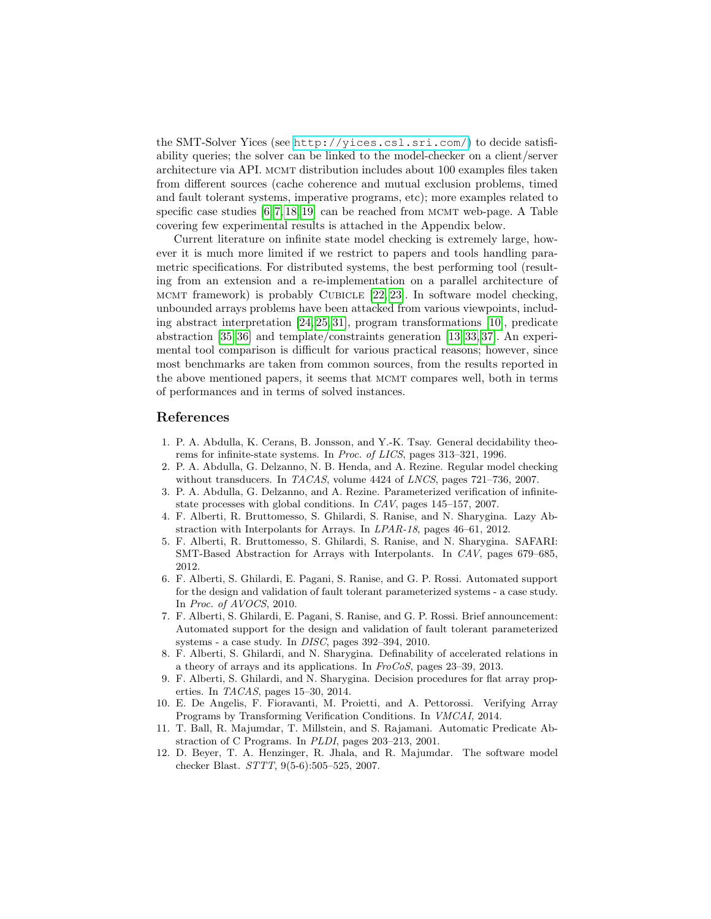the SMT-Solver Yices (see http://yices.csl.sri.com/) to decide satisfiability queries; the solver can be linked to the model-checker on a client/server architecture via API. MCMT distribution includes about 100 examples files taken from different sources (cache coherence and mutual exclusion problems, timed and fault tolerant systems, imperative programs, etc); more examples related to specific case studies [6,7,18,19] can be reached from MCMT web-page. A Table covering few experimental results is attached in the Appendix below.

Current literature on infinite state model checking is extremely large, however it is much more limited if we restrict to papers and tools handling parametric specifications. For distributed systems, the best performing tool (resulting from an extension and a re-implementation on a parallel architecture of MCMT framework) is probably CUBICLE [22,23]. In software model checking, unbounded arrays problems have been attacked from various viewpoints, including abstract interpretation [24,25,31], program transformations [10], predicate abstraction [35,36] and template/constraints generation [13,33,37]. An experimental tool comparison is difficult for various practical reasons; however, since most benchmarks are taken from common sources, from the results reported in the above mentioned papers, it seems that MCMT compares well, both in terms of performances and in terms of solved instances.

## References

1. P. A. Abdulla, K. Cerans, B. Jonsson, and Y.-K. Tsay. General decidability theorems for infinite-state systems. In *Proc. of LICS*, pages 313–321, 1996.
2. P. A. Abdulla, G. Delzanno, N. B. Henda, and A. Rezine. Regular model checking without transducers. In *TACAS*, volume 4424 of *LNCS*, pages 721–736, 2007.
3. P. A. Abdulla, G. Delzanno, and A. Rezine. Parameterized verification of infinite-state processes with global conditions. In *CAV*, pages 145–157, 2007.
4. F. Alberti, R. Bruttomesso, S. Ghilardi, S. Ranise, and N. Sharygina. Lazy Abstraction with Interpolants for Arrays. In *LPAR-18*, pages 46–61, 2012.
5. F. Alberti, R. Bruttomesso, S. Ghilardi, S. Ranise, and N. Sharygina. SAFARI: SMT-Based Abstraction for Arrays with Interpolants. In *CAV*, pages 679–685, 2012.
6. F. Alberti, S. Ghilardi, E. Pagani, S. Ranise, and G. P. Rossi. Automated support for the design and validation of fault tolerant parameterized systems - a case study. In *Proc. of AVOCS*, 2010.
7. F. Alberti, S. Ghilardi, E. Pagani, S. Ranise, and G. P. Rossi. Brief announcement: Automated support for the design and validation of fault tolerant parameterized systems - a case study. In *DISC*, pages 392–394, 2010.
8. F. Alberti, S. Ghilardi, and N. Sharygina. Definability of accelerated relations in a theory of arrays and its applications. In *FroCoS*, pages 23–39, 2013.
9. F. Alberti, S. Ghilardi, and N. Sharygina. Decision procedures for flat array properties. In *TACAS*, pages 15–30, 2014.
10. E. De Angelis, F. Fioravanti, M. Proietti, and A. Pettorossi. Verifying Array Programs by Transforming Verification Conditions. In *VMCAI*, 2014.
11. T. Ball, R. Majumdar, T. Millstein, and S. Rajamani. Automatic Predicate Abstraction of C Programs. In *PLDI*, pages 203–213, 2001.
12. D. Beyer, T. A. Henzinger, R. Jhala, and R. Majumdar. The software model checker Blast. *STTT*, 9(5-6):505–525, 2007.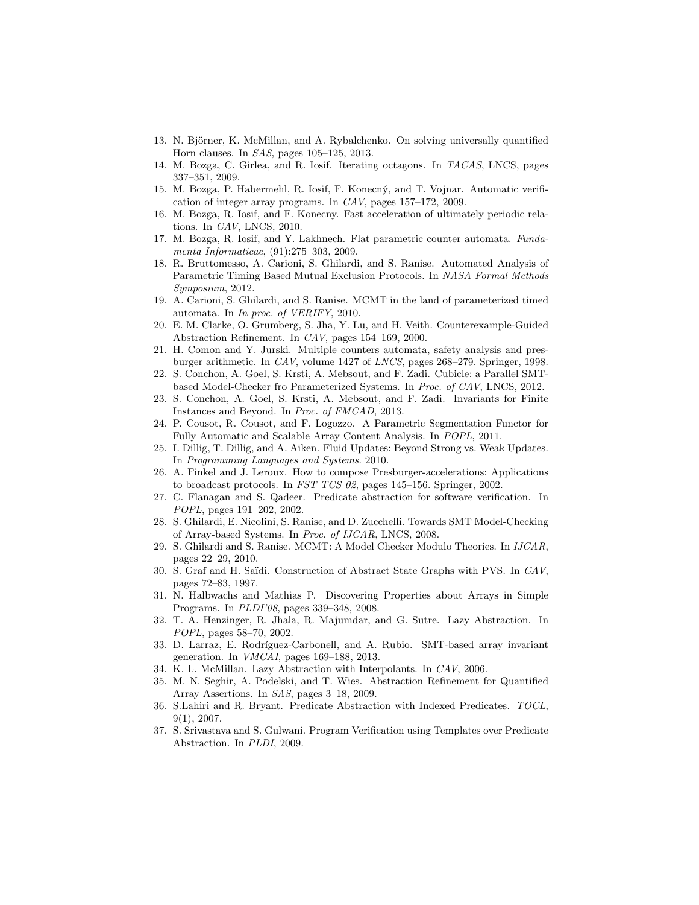13. N. Björner, K. McMillan, and A. Rybalchenko. On solving universally quantified Horn clauses. In *SAS*, pages 105–125, 2013.
14. M. Bozga, C. Girlea, and R. Iosif. Iterating octagons. In *TACAS*, LNCS, pages 337–351, 2009.
15. M. Bozga, P. Habermehl, R. Iosif, F. Konecný, and T. Vojnar. Automatic verification of integer array programs. In *CAV*, pages 157–172, 2009.
16. M. Bozga, R. Iosif, and F. Konecny. Fast acceleration of ultimately periodic relations. In *CAV*, LNCS, 2010.
17. M. Bozga, R. Iosif, and Y. Lakhnech. Flat parametric counter automata. *Fundamenta Informaticae*, (91):275–303, 2009.
18. R. Bruttomesso, A. Carioni, S. Ghilardi, and S. Ranise. Automated Analysis of Parametric Timing Based Mutual Exclusion Protocols. In *NASA Formal Methods Symposium*, 2012.
19. A. Carioni, S. Ghilardi, and S. Ranise. MCMT in the land of parameterized timed automata. In *In proc. of VERIFY*, 2010.
20. E. M. Clarke, O. Grumberg, S. Jha, Y. Lu, and H. Veith. Counterexample-Guided Abstraction Refinement. In *CAV*, pages 154–169, 2000.
21. H. Comon and Y. Jurski. Multiple counters automata, safety analysis and presburger arithmetic. In *CAV*, volume 1427 of *LNCS*, pages 268–279. Springer, 1998.
22. S. Conchon, A. Goel, S. Krsti, A. Mebsout, and F. Zadi. Cubicle: a Parallel SMT-based Model-Checker fro Parameterized Systems. In *Proc. of CAV*, LNCS, 2012.
23. S. Conchon, A. Goel, S. Krsti, A. Mebsout, and F. Zadi. Invariants for Finite Instances and Beyond. In *Proc. of FMCAD*, 2013.
24. P. Cousot, R. Cousot, and F. Logozzo. A Parametric Segmentation Functor for Fully Automatic and Scalable Array Content Analysis. In *POPL*, 2011.
25. I. Dillig, T. Dillig, and A. Aiken. Fluid Updates: Beyond Strong vs. Weak Updates. In *Programming Languages and Systems*. 2010.
26. A. Finkel and J. Leroux. How to compose Presburger-accelerations: Applications to broadcast protocols. In *FST TCS 02*, pages 145–156. Springer, 2002.
27. C. Flanagan and S. Qadeer. Predicate abstraction for software verification. In *POPL*, pages 191–202, 2002.
28. S. Ghilardi, E. Nicolini, S. Ranise, and D. Zucchelli. Towards SMT Model-Checking of Array-based Systems. In *Proc. of IJCAR*, LNCS, 2008.
29. S. Ghilardi and S. Ranise. MCMT: A Model Checker Modulo Theories. In *IJCAR*, pages 22–29, 2010.
30. S. Graf and H. Saïdi. Construction of Abstract State Graphs with PVS. In *CAV*, pages 72–83, 1997.
31. N. Halbwachs and Mathias P. Discovering Properties about Arrays in Simple Programs. In *PLDI'08*, pages 339–348, 2008.
32. T. A. Henzinger, R. Jhala, R. Majumdar, and G. Sutre. Lazy Abstraction. In *POPL*, pages 58–70, 2002.
33. D. Larraz, E. Rodríguez-Carbonell, and A. Rubio. SMT-based array invariant generation. In *VMCAI*, pages 169–188, 2013.
34. K. L. McMillan. Lazy Abstraction with Interpolants. In *CAV*, 2006.
35. M. N. Seghir, A. Podelski, and T. Wies. Abstraction Refinement for Quantified Array Assertions. In *SAS*, pages 3–18, 2009.
36. S.Lahiri and R. Bryant. Predicate Abstraction with Indexed Predicates. *TOCL*, 9(1), 2007.
37. S. Srivastava and S. Gulwani. Program Verification using Templates over Predicate Abstraction. In *PLDI*, 2009.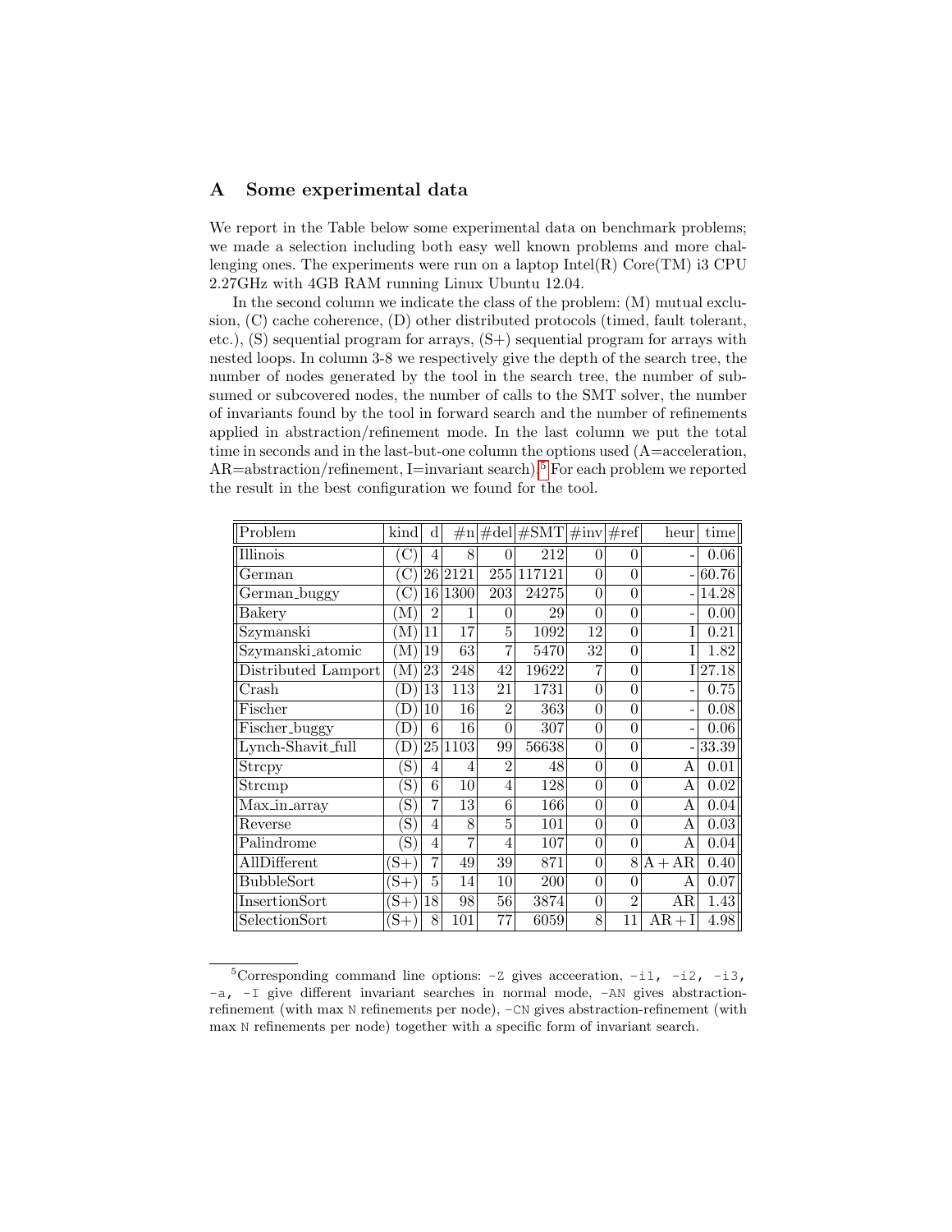## A Some experimental data

We report in the Table below some experimental data on benchmark problems; we made a selection including both easy well known problems and more challenging ones. The experiments were run on a laptop Intel(R) Core(TM) i3 CPU 2.27GHz with 4GB RAM running Linux Ubuntu 12.04.

In the second column we indicate the class of the problem: (M) mutual exclusion, (C) cache coherence, (D) other distributed protocols (timed, fault tolerant, etc.), (S) sequential program for arrays, (S+) sequential program for arrays with nested loops. In column 3-8 we respectively give the depth of the search tree, the number of nodes generated by the tool in the search tree, the number of subsumed or subcovered nodes, the number of calls to the SMT solver, the number of invariants found by the tool in forward search and the number of refinements applied in abstraction/refinement mode. In the last column we put the total time in seconds and in the last-but-one column the options used (A=acceleration, AR=abstraction/refinement, I=invariant search).[5] For each problem we reported the result in the best configuration we found for the tool.

| Problem | kind | d | #n | #del | #SMT | #inv | #ref | heur | time |
|---|---|---|---|---|---|---|---|---|---|
| Illinois | (C) | 4 | 8 | 0 | 212 | 0 | 0 | - | 0.06 |
| German | (C) | 26 | 2121 | 255 | 117121 | 0 | 0 | - | 60.76 |
| German_buggy | (C) | 16 | 1300 | 203 | 24275 | 0 | 0 | - | 14.28 |
| Bakery | (M) | 2 | 1 | 0 | 29 | 0 | 0 | - | 0.00 |
| Szymanski | (M) | 11 | 17 | 5 | 1092 | 12 | 0 | I | 0.21 |
| Szymanski_atomic | (M) | 19 | 63 | 7 | 5470 | 32 | 0 | I | 1.82 |
| Distributed Lamport | (M) | 23 | 248 | 42 | 19622 | 7 | 0 | I | 27.18 |
| Crash | (D) | 13 | 113 | 21 | 1731 | 0 | 0 | - | 0.75 |
| Fischer | (D) | 10 | 16 | 2 | 363 | 0 | 0 | - | 0.08 |
| Fischer_buggy | (D) | 6 | 16 | 0 | 307 | 0 | 0 | - | 0.06 |
| Lynch-Shavit_full | (D) | 25 | 1103 | 99 | 56638 | 0 | 0 | - | 33.39 |
| Strcpy | (S) | 4 | 4 | 2 | 48 | 0 | 0 | A | 0.01 |
| Strcmp | (S) | 6 | 10 | 4 | 128 | 0 | 0 | A | 0.02 |
| Max_in_array | (S) | 7 | 13 | 6 | 166 | 0 | 0 | A | 0.04 |
| Reverse | (S) | 4 | 8 | 5 | 101 | 0 | 0 | A | 0.03 |
| Palindrome | (S) | 4 | 7 | 4 | 107 | 0 | 0 | A | 0.04 |
| AllDifferent | (S+) | 7 | 49 | 39 | 871 | 0 | 8 | A + AR | 0.40 |
| BubbleSort | (S+) | 5 | 14 | 10 | 200 | 0 | 0 | A | 0.07 |
| InsertionSort | (S+) | 18 | 98 | 56 | 3874 | 0 | 2 | AR | 1.43 |
| SelectionSort | (S+) | 8 | 101 | 77 | 6059 | 8 | 11 | AR + I | 4.98 |

[5] Corresponding command line options: `-Z` gives acceeration, `-i1, -i2, -i3, -a, -I` give different invariant searches in normal mode, `-AN` gives abstraction-refinement (with max `N` refinements per node), `-CN` gives abstraction-refinement (with max `N` refinements per node) together with a specific form of invariant search.